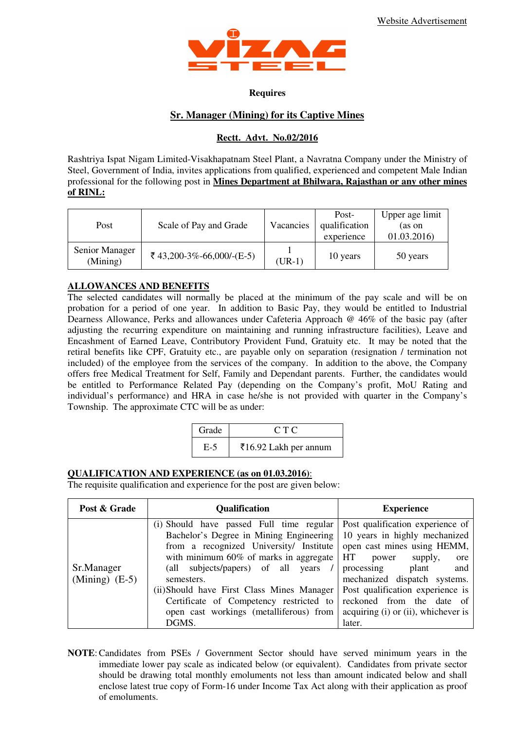Website Advertisement

VIZAG STEEL

**Requires**

## Sr. Manager (Mining) for its Captive Mines

**Rectt. Advt. No.02/2016**

Rashtriya Ispat Nigam Limited-Visakhapatnam Steel Plant, a Navratna Company under the Ministry of Steel, Government of India, invites applications from qualified, experienced and competent Male Indian professional for the following post in **Mines Department at Bhilwara, Rajasthan or any other mines of RINL:**

| Post | Scale of Pay and Grade | Vacancies | Post-qualification experience | Upper age limit (as on 01.03.2016) |
|---|---|---|---|---|
| Senior Manager (Mining) | ₹ 43,200-3%-66,000/-(E-5) | 1 (UR-1) | 10 years | 50 years |

**ALLOWANCES AND BENEFITS**

The selected candidates will normally be placed at the minimum of the pay scale and will be on probation for a period of one year. In addition to Basic Pay, they would be entitled to Industrial Dearness Allowance, Perks and allowances under Cafeteria Approach @ 46% of the basic pay (after adjusting the recurring expenditure on maintaining and running infrastructure facilities), Leave and Encashment of Earned Leave, Contributory Provident Fund, Gratuity etc. It may be noted that the retiral benefits like CPF, Gratuity etc., are payable only on separation (resignation / termination not included) of the employee from the services of the company. In addition to the above, the Company offers free Medical Treatment for Self, Family and Dependant parents. Further, the candidates would be entitled to Performance Related Pay (depending on the Company's profit, MoU Rating and individual's performance) and HRA in case he/she is not provided with quarter in the Company's Township. The approximate CTC will be as under:

| Grade | C T C |
|---|---|
| E-5 | ₹16.92 Lakh per annum |

**QUALIFICATION AND EXPERIENCE (as on 01.03.2016)**:

The requisite qualification and experience for the post are given below:

| Post & Grade | Qualification | Experience |
|---|---|---|
| Sr.Manager (Mining) (E-5) | (i) Should have passed Full time regular Bachelor's Degree in Mining Engineering from a recognized University/ Institute with minimum 60% of marks in aggregate (all subjects/papers) of all years / semesters.<br>(ii) Should have First Class Mines Manager Certificate of Competency restricted to open cast workings (metalliferous) from DGMS. | Post qualification experience of 10 years in highly mechanized open cast mines using HEMM, HT power supply, ore processing plant and mechanized dispatch systems. Post qualification experience is reckoned from the date of acquiring (i) or (ii), whichever is later. |

**NOTE**: Candidates from PSEs / Government Sector should have served minimum years in the immediate lower pay scale as indicated below (or equivalent). Candidates from private sector should be drawing total monthly emoluments not less than amount indicated below and shall enclose latest true copy of Form-16 under Income Tax Act along with their application as proof of emoluments.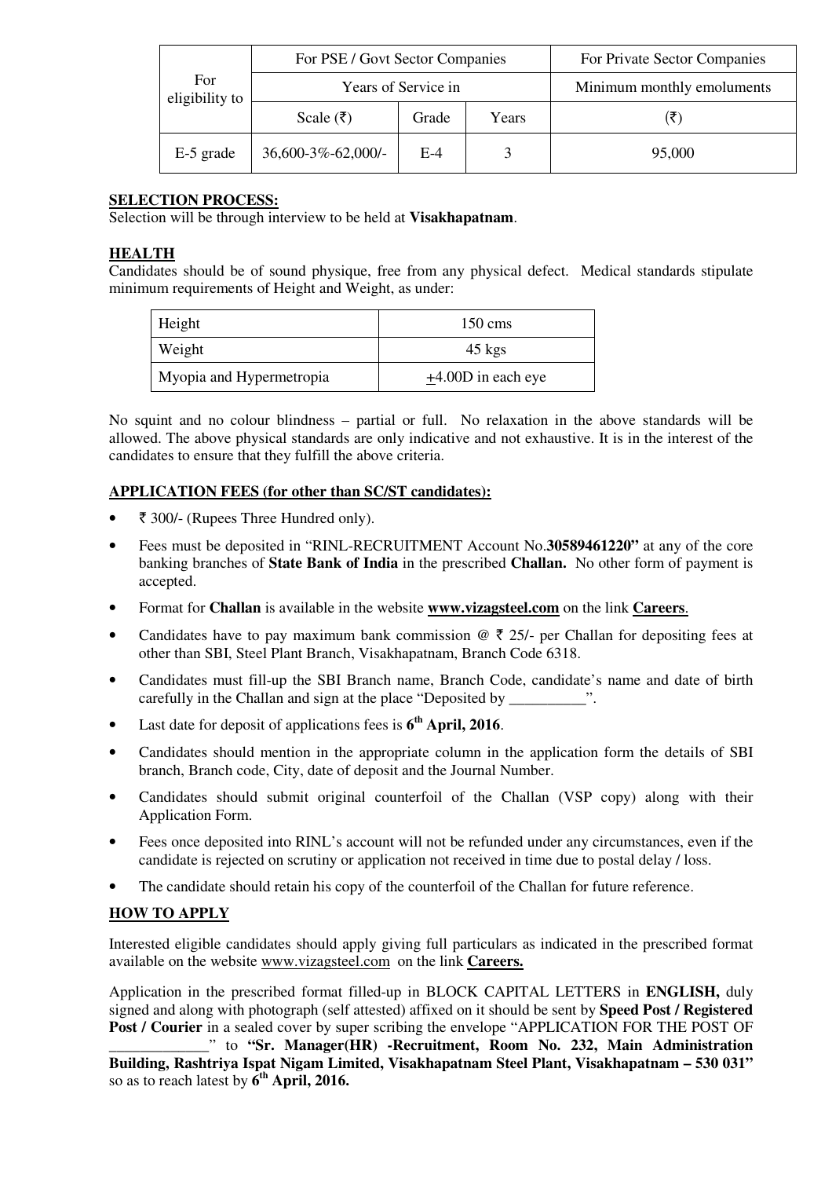| For eligibility to | For PSE / Govt Sector Companies | | | For Private Sector Companies |
|---|---|---|---|---|
| | Years of Service in | | | Minimum monthly emoluments |
| | Scale (₹) | Grade | Years | (₹) |
| E-5 grade | 36,600-3%-62,000/- | E-4 | 3 | 95,000 |

**SELECTION PROCESS:**
Selection will be through interview to be held at **Visakhapatnam**.

**HEALTH**
Candidates should be of sound physique, free from any physical defect. Medical standards stipulate minimum requirements of Height and Weight, as under:

| Height | 150 cms |
|---|---|
| Weight | 45 kgs |
| Myopia and Hypermetropia | ±4.00D in each eye |

No squint and no colour blindness – partial or full. No relaxation in the above standards will be allowed. The above physical standards are only indicative and not exhaustive. It is in the interest of the candidates to ensure that they fulfill the above criteria.

**APPLICATION FEES (for other than SC/ST candidates):**

- ₹ 300/- (Rupees Three Hundred only).
- Fees must be deposited in "RINL-RECRUITMENT Account No.**30589461220"** at any of the core banking branches of **State Bank of India** in the prescribed **Challan.** No other form of payment is accepted.
- Format for **Challan** is available in the website **www.vizagsteel.com** on the link **Careers**.
- Candidates have to pay maximum bank commission @ ₹ 25/- per Challan for depositing fees at other than SBI, Steel Plant Branch, Visakhapatnam, Branch Code 6318.
- Candidates must fill-up the SBI Branch name, Branch Code, candidate's name and date of birth carefully in the Challan and sign at the place "Deposited by __________".
- Last date for deposit of applications fees is **6th April, 2016**.
- Candidates should mention in the appropriate column in the application form the details of SBI branch, Branch code, City, date of deposit and the Journal Number.
- Candidates should submit original counterfoil of the Challan (VSP copy) along with their Application Form.
- Fees once deposited into RINL's account will not be refunded under any circumstances, even if the candidate is rejected on scrutiny or application not received in time due to postal delay / loss.
- The candidate should retain his copy of the counterfoil of the Challan for future reference.

**HOW TO APPLY**

Interested eligible candidates should apply giving full particulars as indicated in the prescribed format available on the website www.vizagsteel.com on the link **Careers.**

Application in the prescribed format filled-up in BLOCK CAPITAL LETTERS in **ENGLISH,** duly signed and along with photograph (self attested) affixed on it should be sent by **Speed Post / Registered Post / Courier** in a sealed cover by super scribing the envelope "APPLICATION FOR THE POST OF _____________" to **"Sr. Manager(HR) -Recruitment, Room No. 232, Main Administration Building, Rashtriya Ispat Nigam Limited, Visakhapatnam Steel Plant, Visakhapatnam – 530 031"** so as to reach latest by **6th April, 2016.**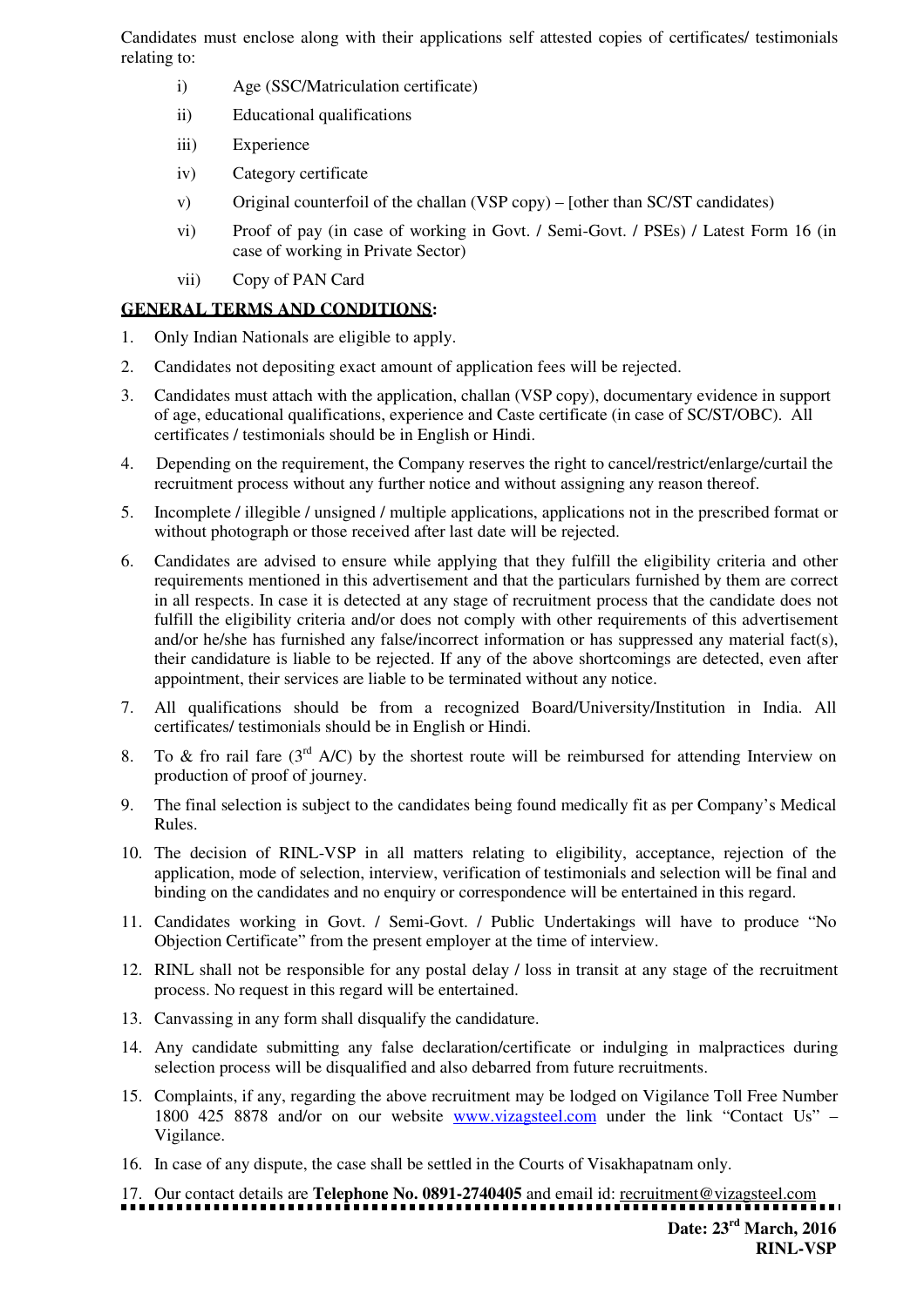Candidates must enclose along with their applications self attested copies of certificates/ testimonials relating to:

- i) Age (SSC/Matriculation certificate)
- ii) Educational qualifications
- iii) Experience
- iv) Category certificate
- v) Original counterfoil of the challan (VSP copy) – [other than SC/ST candidates)
- vi) Proof of pay (in case of working in Govt. / Semi-Govt. / PSEs) / Latest Form 16 (in case of working in Private Sector)
- vii) Copy of PAN Card

**GENERAL TERMS AND CONDITIONS:**

1. Only Indian Nationals are eligible to apply.
2. Candidates not depositing exact amount of application fees will be rejected.
3. Candidates must attach with the application, challan (VSP copy), documentary evidence in support of age, educational qualifications, experience and Caste certificate (in case of SC/ST/OBC). All certificates / testimonials should be in English or Hindi.
4. Depending on the requirement, the Company reserves the right to cancel/restrict/enlarge/curtail the recruitment process without any further notice and without assigning any reason thereof.
5. Incomplete / illegible / unsigned / multiple applications, applications not in the prescribed format or without photograph or those received after last date will be rejected.
6. Candidates are advised to ensure while applying that they fulfill the eligibility criteria and other requirements mentioned in this advertisement and that the particulars furnished by them are correct in all respects. In case it is detected at any stage of recruitment process that the candidate does not fulfill the eligibility criteria and/or does not comply with other requirements of this advertisement and/or he/she has furnished any false/incorrect information or has suppressed any material fact(s), their candidature is liable to be rejected. If any of the above shortcomings are detected, even after appointment, their services are liable to be terminated without any notice.
7. All qualifications should be from a recognized Board/University/Institution in India. All certificates/ testimonials should be in English or Hindi.
8. To & fro rail fare (3rd A/C) by the shortest route will be reimbursed for attending Interview on production of proof of journey.
9. The final selection is subject to the candidates being found medically fit as per Company's Medical Rules.
10. The decision of RINL-VSP in all matters relating to eligibility, acceptance, rejection of the application, mode of selection, interview, verification of testimonials and selection will be final and binding on the candidates and no enquiry or correspondence will be entertained in this regard.
11. Candidates working in Govt. / Semi-Govt. / Public Undertakings will have to produce "No Objection Certificate" from the present employer at the time of interview.
12. RINL shall not be responsible for any postal delay / loss in transit at any stage of the recruitment process. No request in this regard will be entertained.
13. Canvassing in any form shall disqualify the candidature.
14. Any candidate submitting any false declaration/certificate or indulging in malpractices during selection process will be disqualified and also debarred from future recruitments.
15. Complaints, if any, regarding the above recruitment may be lodged on Vigilance Toll Free Number 1800 425 8878 and/or on our website www.vizagsteel.com under the link "Contact Us" – Vigilance.
16. In case of any dispute, the case shall be settled in the Courts of Visakhapatnam only.
17. Our contact details are **Telephone No. 0891-2740405** and email id: recruitment@vizagsteel.com

**Date: 23rd March, 2016**
**RINL-VSP**